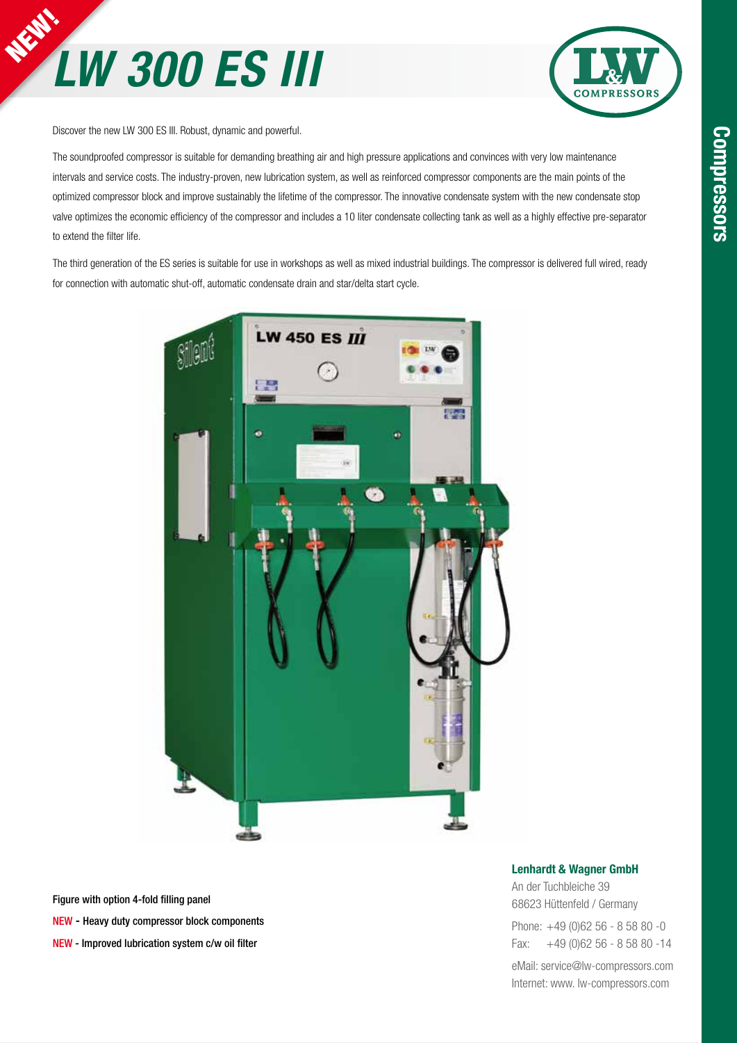NEW!

# LW 300 ES III

Discover the new LW 300 ES III. Robust, dynamic and powerful.

The soundproofed compressor is suitable for demanding breathing air and high pressure applications and convinces with very low maintenance intervals and service costs. The industry-proven, new lubrication system, as well as reinforced compressor components are the main points of the optimized compressor block and improve sustainably the lifetime of the compressor. The innovative condensate system with the new condensate stop valve optimizes the economic efficiency of the compressor and includes a 10 liter condensate collecting tank as well as a highly effective pre-separator to extend the filter life.

The third generation of the ES series is suitable for use in workshops as well as mixed industrial buildings. The compressor is delivered full wired, ready for connection with automatic shut-off, automatic condensate drain and star/delta start cycle.

**Figure with option 4-fold filling panel**

**NEW - Heavy duty compressor block components**

**NEW - Improved lubrication system c/w oil filter**

**Lenhardt & Wagner GmbH**

An der Tuchbleiche 39
68623 Hüttenfeld / Germany

Phone: +49 (0)62 56 - 8 58 80 -0
Fax: +49 (0)62 56 - 8 58 80 -14

eMail: service@lw-compressors.com
Internet: www. lw-compressors.com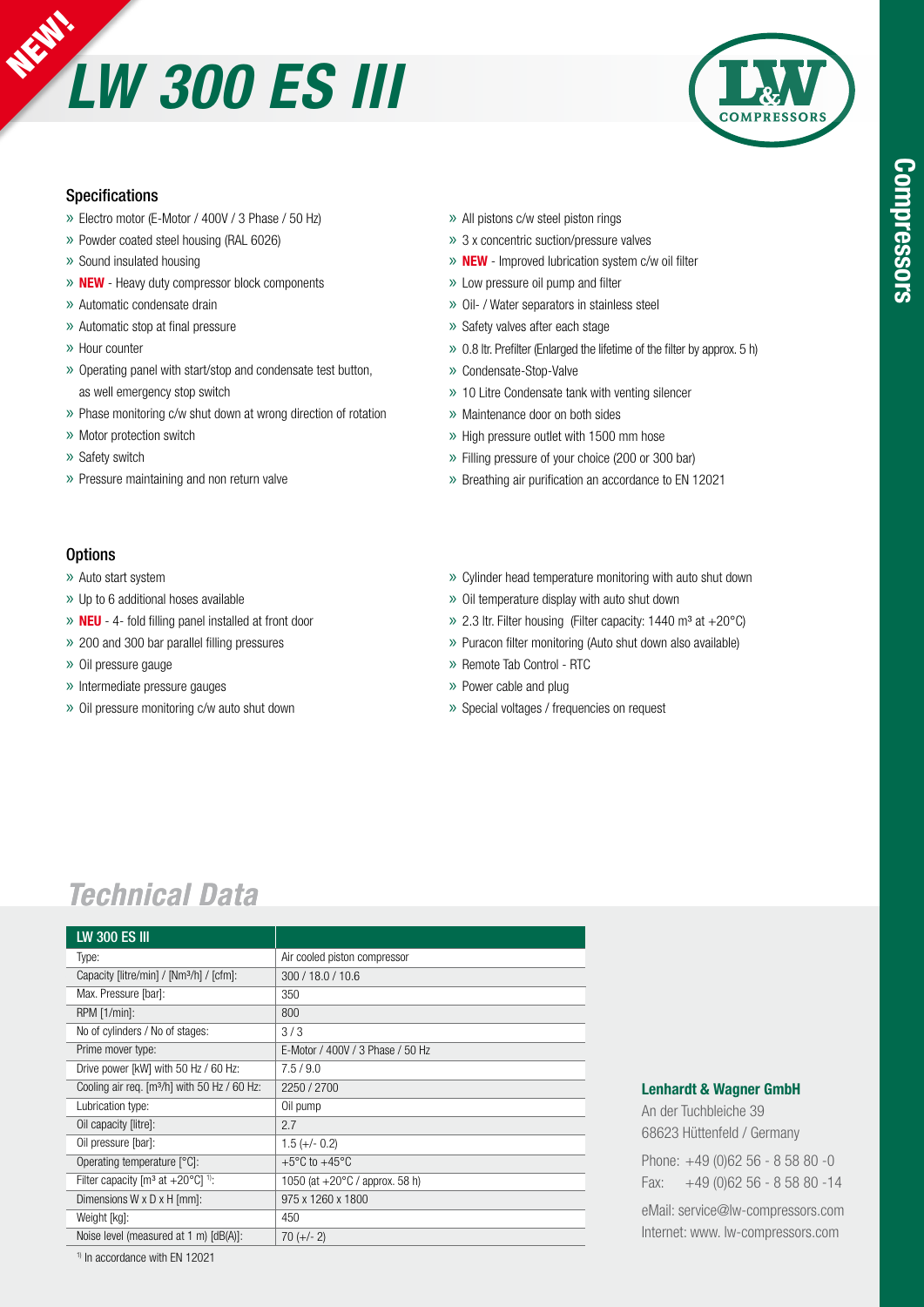NEW!

# LW 300 ES III

L&W COMPRESSORS

Compressors

## Specifications

- » Electro motor (E-Motor / 400V / 3 Phase / 50 Hz)
- » Powder coated steel housing (RAL 6026)
- » Sound insulated housing
- » **NEW** - Heavy duty compressor block components
- » Automatic condensate drain
- » Automatic stop at final pressure
- » Hour counter
- » Operating panel with start/stop and condensate test button, as well emergency stop switch
- » Phase monitoring c/w shut down at wrong direction of rotation
- » Motor protection switch
- » Safety switch
- » Pressure maintaining and non return valve
- » All pistons c/w steel piston rings
- » 3 x concentric suction/pressure valves
- » **NEW** - Improved lubrication system c/w oil filter
- » Low pressure oil pump and filter
- » Oil- / Water separators in stainless steel
- » Safety valves after each stage
- » 0.8 ltr. Prefilter (Enlarged the lifetime of the filter by approx. 5 h)
- » Condensate-Stop-Valve
- » 10 Litre Condensate tank with venting silencer
- » Maintenance door on both sides
- » High pressure outlet with 1500 mm hose
- » Filling pressure of your choice (200 or 300 bar)
- » Breathing air purification an accordance to EN 12021

## Options

- » Auto start system
- » Up to 6 additional hoses available
- » **NEU** - 4- fold filling panel installed at front door
- » 200 and 300 bar parallel filling pressures
- » Oil pressure gauge
- » Intermediate pressure gauges
- » Oil pressure monitoring c/w auto shut down
- » Cylinder head temperature monitoring with auto shut down
- » Oil temperature display with auto shut down
- » 2.3 ltr. Filter housing (Filter capacity: 1440 m³ at +20°C)
- » Puracon filter monitoring (Auto shut down also available)
- » Remote Tab Control - RTC
- » Power cable and plug
- » Special voltages / frequencies on request

## Technical Data

| LW 300 ES III | |
|---|---|
| Type: | Air cooled piston compressor |
| Capacity [litre/min] / [Nm³/h] / [cfm]: | 300 / 18.0 / 10.6 |
| Max. Pressure [bar]: | 350 |
| RPM [1/min]: | 800 |
| No of cylinders / No of stages: | 3 / 3 |
| Prime mover type: | E-Motor / 400V / 3 Phase / 50 Hz |
| Drive power [kW] with 50 Hz / 60 Hz: | 7.5 / 9.0 |
| Cooling air req. [m³/h] with 50 Hz / 60 Hz: | 2250 / 2700 |
| Lubrication type: | Oil pump |
| Oil capacity [litre]: | 2.7 |
| Oil pressure [bar]: | 1.5 (+/- 0.2) |
| Operating temperature [°C]: | +5°C to +45°C |
| Filter capacity [m³ at +20°C] [1]: | 1050 (at +20°C / approx. 58 h) |
| Dimensions W x D x H [mm]: | 975 x 1260 x 1800 |
| Weight [kg]: | 450 |
| Noise level (measured at 1 m) [dB(A)]: | 70 (+/- 2) |

[1] In accordance with EN 12021

**Lenhardt & Wagner GmbH**
An der Tuchbleiche 39
68623 Hüttenfeld / Germany

Phone: +49 (0)62 56 - 8 58 80 -0
Fax: +49 (0)62 56 - 8 58 80 -14

eMail: service@lw-compressors.com
Internet: www. lw-compressors.com